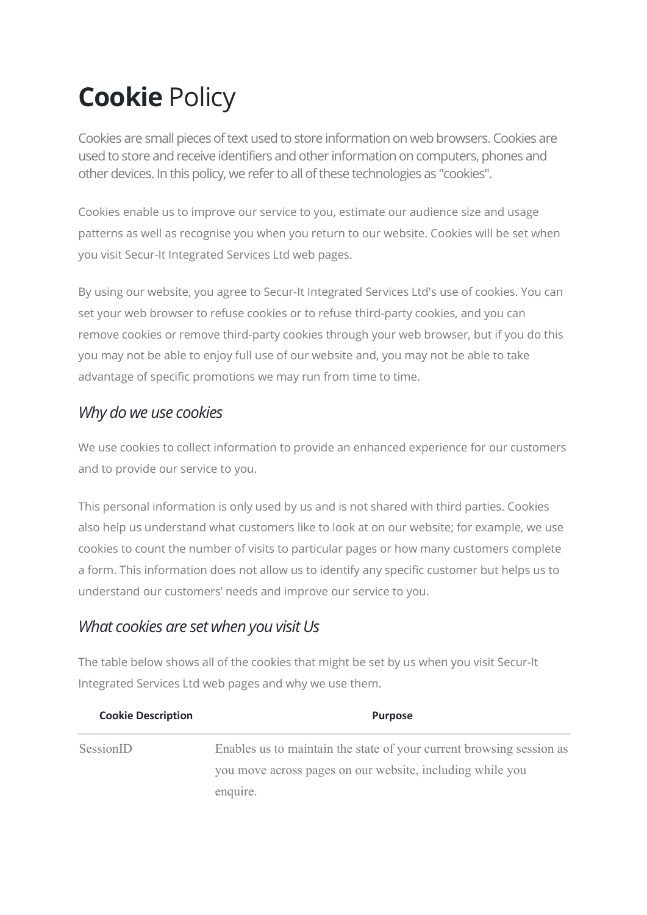# **Cookie** Policy

Cookies are small pieces of text used to store information on web browsers. Cookies are used to store and receive identifiers and other information on computers, phones and other devices. In this policy, we refer to all of these technologies as "cookies".

Cookies enable us to improve our service to you, estimate our audience size and usage patterns as well as recognise you when you return to our website. Cookies will be set when you visit Secur-It Integrated Services Ltd web pages.

By using our website, you agree to Secur-It Integrated Services Ltd's use of cookies. You can set your web browser to refuse cookies or to refuse third-party cookies, and you can remove cookies or remove third-party cookies through your web browser, but if you do this you may not be able to enjoy full use of our website and, you may not be able to take advantage of specific promotions we may run from time to time.

## *Why do we use cookies*

We use cookies to collect information to provide an enhanced experience for our customers and to provide our service to you.

This personal information is only used by us and is not shared with third parties. Cookies also help us understand what customers like to look at on our website; for example, we use cookies to count the number of visits to particular pages or how many customers complete a form. This information does not allow us to identify any specific customer but helps us to understand our customers' needs and improve our service to you.

## *What cookies are set when you visit Us*

The table below shows all of the cookies that might be set by us when you visit Secur-It Integrated Services Ltd web pages and why we use them.

| Cookie Description | Purpose |
|---|---|
| SessionID | Enables us to maintain the state of your current browsing session as you move across pages on our website, including while you enquire. |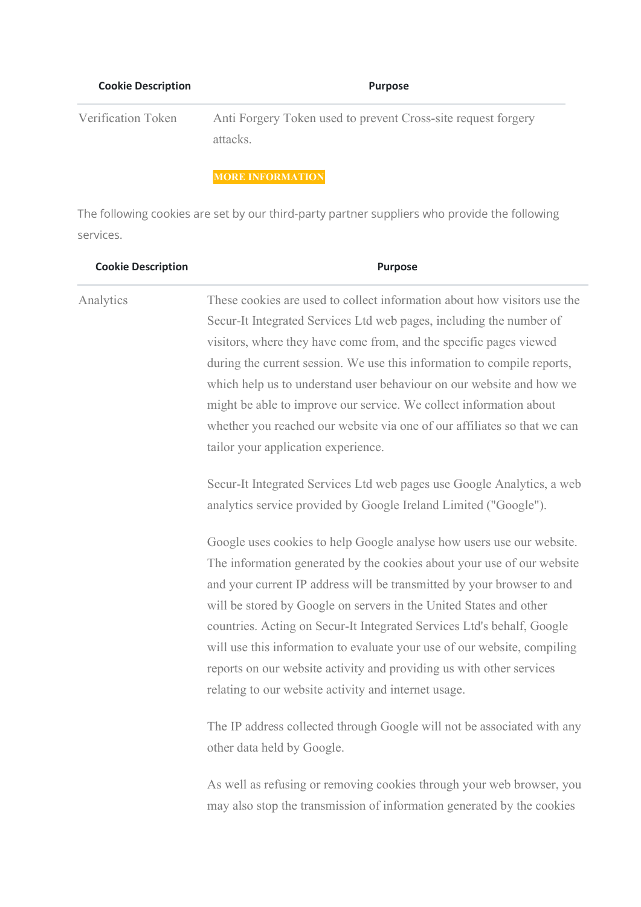| Cookie Description | Purpose |
| --- | --- |
| Verification Token | Anti Forgery Token used to prevent Cross-site request forgery attacks.<br><br>**MORE INFORMATION** |

The following cookies are set by our third-party partner suppliers who provide the following services.

| Cookie Description | Purpose |
| --- | --- |
| Analytics | These cookies are used to collect information about how visitors use the Secur-It Integrated Services Ltd web pages, including the number of visitors, where they have come from, and the specific pages viewed during the current session. We use this information to compile reports, which help us to understand user behaviour on our website and how we might be able to improve our service. We collect information about whether you reached our website via one of our affiliates so that we can tailor your application experience.<br><br>Secur-It Integrated Services Ltd web pages use Google Analytics, a web analytics service provided by Google Ireland Limited ("Google").<br><br>Google uses cookies to help Google analyse how users use our website. The information generated by the cookies about your use of our website and your current IP address will be transmitted by your browser to and will be stored by Google on servers in the United States and other countries. Acting on Secur-It Integrated Services Ltd's behalf, Google will use this information to evaluate your use of our website, compiling reports on our website activity and providing us with other services relating to our website activity and internet usage.<br><br>The IP address collected through Google will not be associated with any other data held by Google.<br><br>As well as refusing or removing cookies through your web browser, you may also stop the transmission of information generated by the cookies |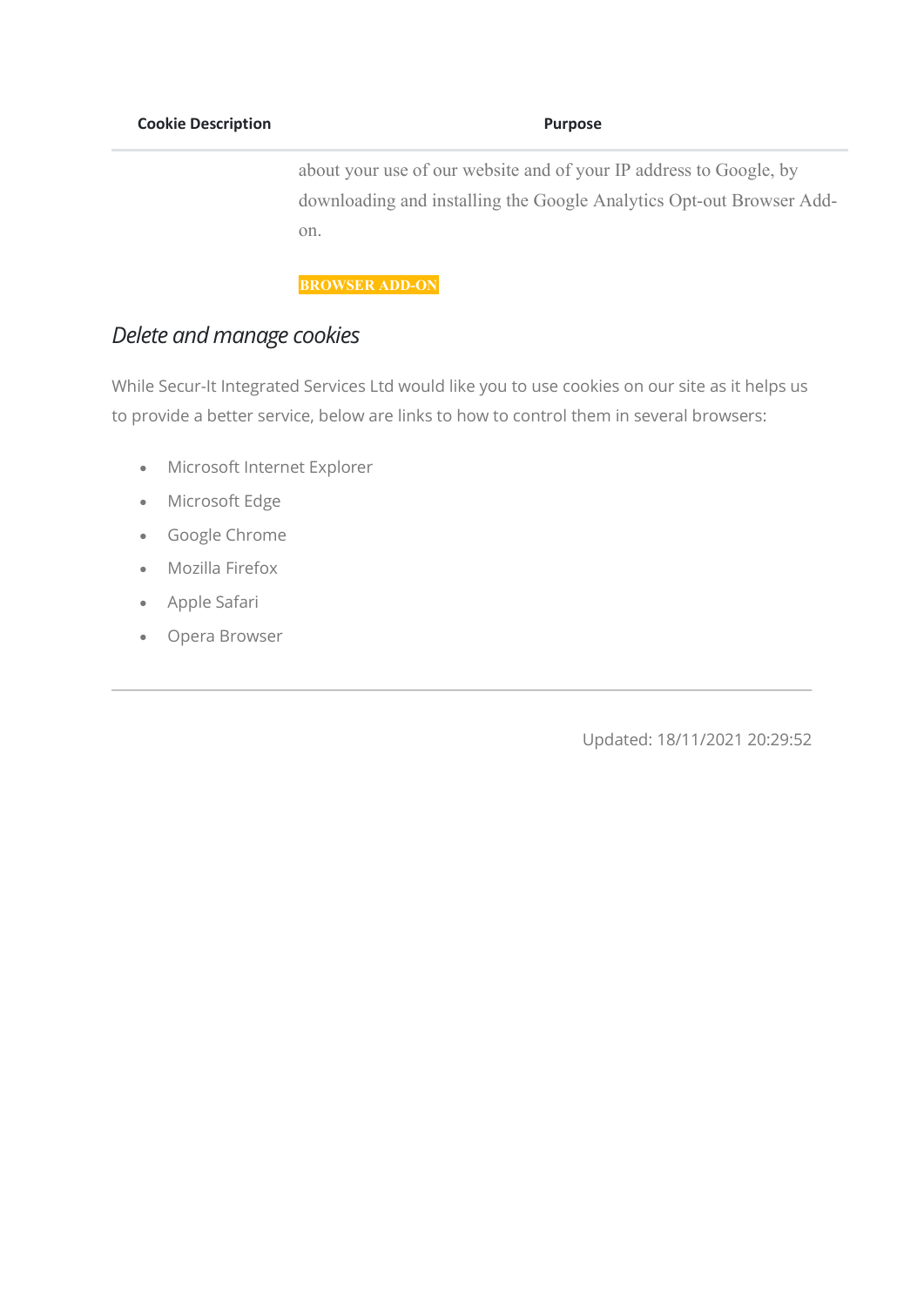| Cookie Description | Purpose |
| --- | --- |
| | about your use of our website and of your IP address to Google, by downloading and installing the Google Analytics Opt-out Browser Add-on.<br><br>BROWSER ADD-ON |

## *Delete and manage cookies*

While Secur-It Integrated Services Ltd would like you to use cookies on our site as it helps us to provide a better service, below are links to how to control them in several browsers:

- Microsoft Internet Explorer
- Microsoft Edge
- Google Chrome
- Mozilla Firefox
- Apple Safari
- Opera Browser

---

Updated: 18/11/2021 20:29:52